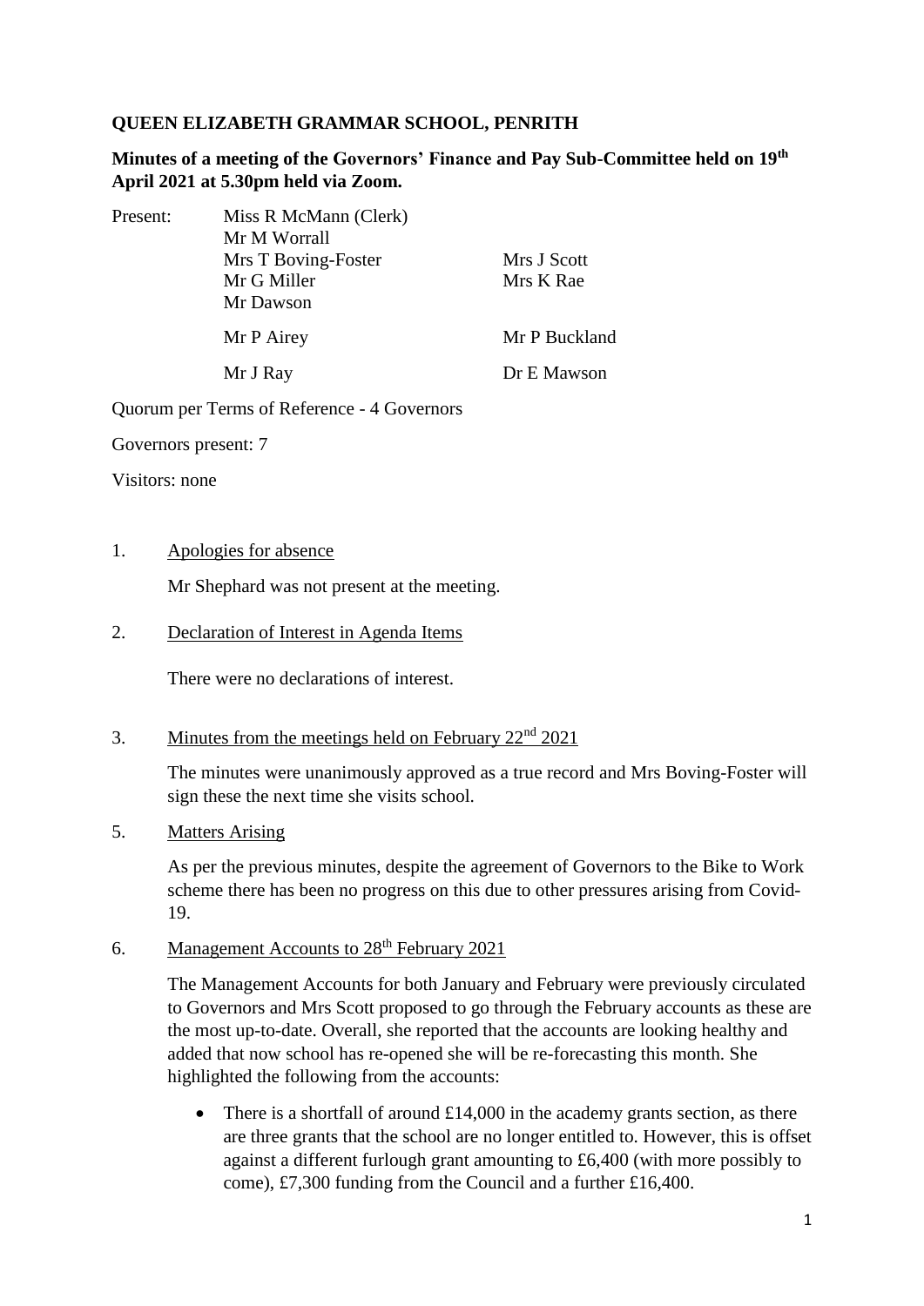**QUEEN ELIZABETH GRAMMAR SCHOOL, PENRITH**

**Minutes of a meeting of the Governors' Finance and Pay Sub-Committee held on 19th April 2021 at 5.30pm held via Zoom.**

| Present: | Miss R McMann (Clerk) | |
|---|---|---|
| | Mr M Worrall | |
| | Mrs T Boving-Foster | Mrs J Scott |
| | Mr G Miller | Mrs K Rae |
| | Mr Dawson | |
| | Mr P Airey | Mr P Buckland |
| | Mr J Ray | Dr E Mawson |

Quorum per Terms of Reference - 4 Governors

Governors present: 7

Visitors: none

1. Apologies for absence

   Mr Shephard was not present at the meeting.

2. Declaration of Interest in Agenda Items

   There were no declarations of interest.

3. Minutes from the meetings held on February 22nd 2021

   The minutes were unanimously approved as a true record and Mrs Boving-Foster will sign these the next time she visits school.

5. Matters Arising

   As per the previous minutes, despite the agreement of Governors to the Bike to Work scheme there has been no progress on this due to other pressures arising from Covid-19.

6. Management Accounts to 28th February 2021

   The Management Accounts for both January and February were previously circulated to Governors and Mrs Scott proposed to go through the February accounts as these are the most up-to-date. Overall, she reported that the accounts are looking healthy and added that now school has re-opened she will be re-forecasting this month. She highlighted the following from the accounts:

   - There is a shortfall of around £14,000 in the academy grants section, as there are three grants that the school are no longer entitled to. However, this is offset against a different furlough grant amounting to £6,400 (with more possibly to come), £7,300 funding from the Council and a further £16,400.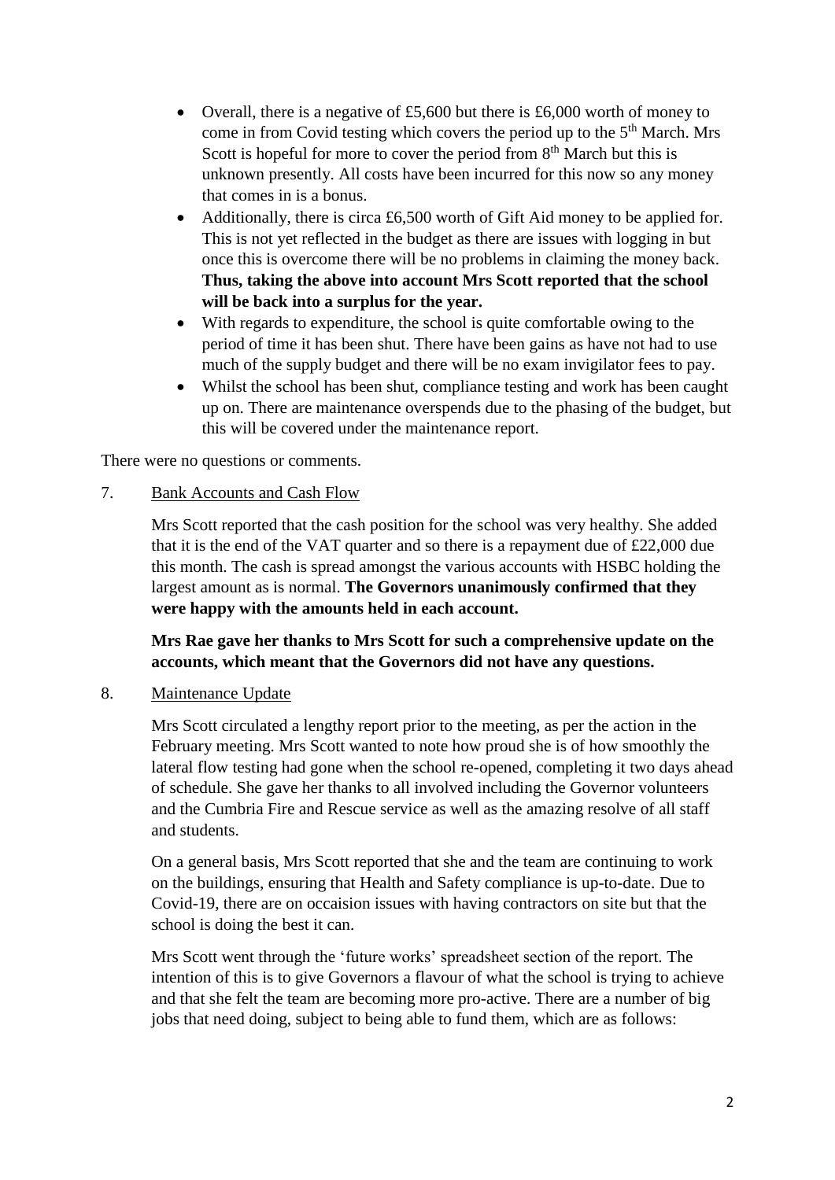- Overall, there is a negative of £5,600 but there is £6,000 worth of money to come in from Covid testing which covers the period up to the 5th March. Mrs Scott is hopeful for more to cover the period from 8th March but this is unknown presently. All costs have been incurred for this now so any money that comes in is a bonus.
- Additionally, there is circa £6,500 worth of Gift Aid money to be applied for. This is not yet reflected in the budget as there are issues with logging in but once this is overcome there will be no problems in claiming the money back. **Thus, taking the above into account Mrs Scott reported that the school will be back into a surplus for the year.**
- With regards to expenditure, the school is quite comfortable owing to the period of time it has been shut. There have been gains as have not had to use much of the supply budget and there will be no exam invigilator fees to pay.
- Whilst the school has been shut, compliance testing and work has been caught up on. There are maintenance overspends due to the phasing of the budget, but this will be covered under the maintenance report.

There were no questions or comments.

7. Bank Accounts and Cash Flow

   Mrs Scott reported that the cash position for the school was very healthy. She added that it is the end of the VAT quarter and so there is a repayment due of £22,000 due this month. The cash is spread amongst the various accounts with HSBC holding the largest amount as is normal. **The Governors unanimously confirmed that they were happy with the amounts held in each account.**

   **Mrs Rae gave her thanks to Mrs Scott for such a comprehensive update on the accounts, which meant that the Governors did not have any questions.**

8. Maintenance Update

   Mrs Scott circulated a lengthy report prior to the meeting, as per the action in the February meeting. Mrs Scott wanted to note how proud she is of how smoothly the lateral flow testing had gone when the school re-opened, completing it two days ahead of schedule. She gave her thanks to all involved including the Governor volunteers and the Cumbria Fire and Rescue service as well as the amazing resolve of all staff and students.

   On a general basis, Mrs Scott reported that she and the team are continuing to work on the buildings, ensuring that Health and Safety compliance is up-to-date. Due to Covid-19, there are on occaision issues with having contractors on site but that the school is doing the best it can.

   Mrs Scott went through the 'future works' spreadsheet section of the report. The intention of this is to give Governors a flavour of what the school is trying to achieve and that she felt the team are becoming more pro-active. There are a number of big jobs that need doing, subject to being able to fund them, which are as follows: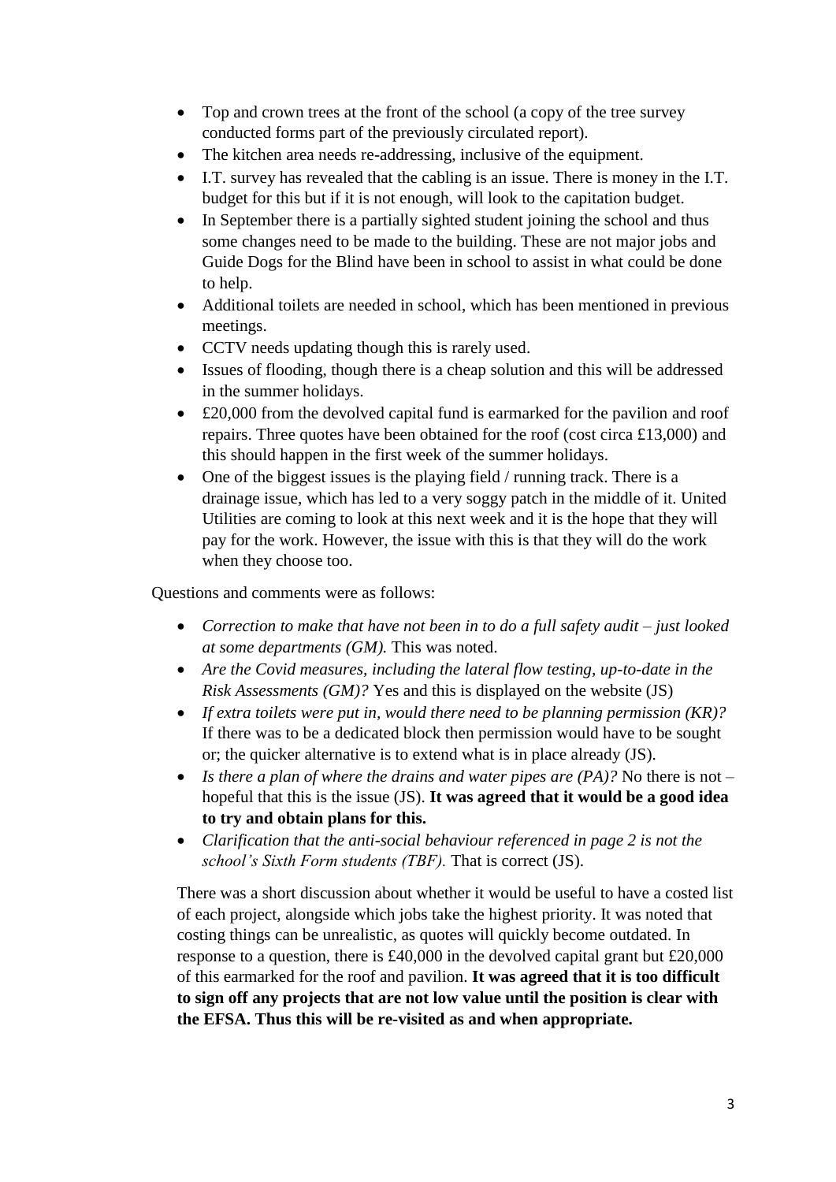- Top and crown trees at the front of the school (a copy of the tree survey conducted forms part of the previously circulated report).
- The kitchen area needs re-addressing, inclusive of the equipment.
- I.T. survey has revealed that the cabling is an issue. There is money in the I.T. budget for this but if it is not enough, will look to the capitation budget.
- In September there is a partially sighted student joining the school and thus some changes need to be made to the building. These are not major jobs and Guide Dogs for the Blind have been in school to assist in what could be done to help.
- Additional toilets are needed in school, which has been mentioned in previous meetings.
- CCTV needs updating though this is rarely used.
- Issues of flooding, though there is a cheap solution and this will be addressed in the summer holidays.
- £20,000 from the devolved capital fund is earmarked for the pavilion and roof repairs. Three quotes have been obtained for the roof (cost circa £13,000) and this should happen in the first week of the summer holidays.
- One of the biggest issues is the playing field / running track. There is a drainage issue, which has led to a very soggy patch in the middle of it. United Utilities are coming to look at this next week and it is the hope that they will pay for the work. However, the issue with this is that they will do the work when they choose too.

Questions and comments were as follows:

- *Correction to make that have not been in to do a full safety audit – just looked at some departments (GM).* This was noted.
- *Are the Covid measures, including the lateral flow testing, up-to-date in the Risk Assessments (GM)?* Yes and this is displayed on the website (JS)
- *If extra toilets were put in, would there need to be planning permission (KR)?* If there was to be a dedicated block then permission would have to be sought or; the quicker alternative is to extend what is in place already (JS).
- *Is there a plan of where the drains and water pipes are (PA)?* No there is not – hopeful that this is the issue (JS). **It was agreed that it would be a good idea to try and obtain plans for this.**
- *Clarification that the anti-social behaviour referenced in page 2 is not the school's Sixth Form students (TBF).* That is correct (JS).

There was a short discussion about whether it would be useful to have a costed list of each project, alongside which jobs take the highest priority. It was noted that costing things can be unrealistic, as quotes will quickly become outdated. In response to a question, there is £40,000 in the devolved capital grant but £20,000 of this earmarked for the roof and pavilion. **It was agreed that it is too difficult to sign off any projects that are not low value until the position is clear with the EFSA. Thus this will be re-visited as and when appropriate.**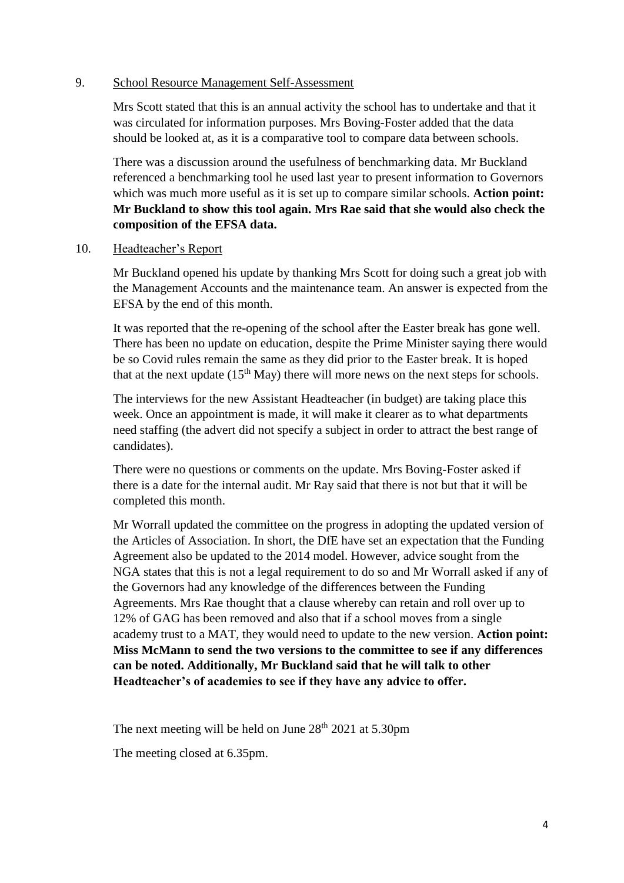9. <u>School Resource Management Self-Assessment</u>

Mrs Scott stated that this is an annual activity the school has to undertake and that it was circulated for information purposes. Mrs Boving-Foster added that the data should be looked at, as it is a comparative tool to compare data between schools.

There was a discussion around the usefulness of benchmarking data. Mr Buckland referenced a benchmarking tool he used last year to present information to Governors which was much more useful as it is set up to compare similar schools. **Action point: Mr Buckland to show this tool again. Mrs Rae said that she would also check the composition of the EFSA data.**

10. <u>Headteacher's Report</u>

Mr Buckland opened his update by thanking Mrs Scott for doing such a great job with the Management Accounts and the maintenance team. An answer is expected from the EFSA by the end of this month.

It was reported that the re-opening of the school after the Easter break has gone well. There has been no update on education, despite the Prime Minister saying there would be so Covid rules remain the same as they did prior to the Easter break. It is hoped that at the next update (15th May) there will more news on the next steps for schools.

The interviews for the new Assistant Headteacher (in budget) are taking place this week. Once an appointment is made, it will make it clearer as to what departments need staffing (the advert did not specify a subject in order to attract the best range of candidates).

There were no questions or comments on the update. Mrs Boving-Foster asked if there is a date for the internal audit. Mr Ray said that there is not but that it will be completed this month.

Mr Worrall updated the committee on the progress in adopting the updated version of the Articles of Association. In short, the DfE have set an expectation that the Funding Agreement also be updated to the 2014 model. However, advice sought from the NGA states that this is not a legal requirement to do so and Mr Worrall asked if any of the Governors had any knowledge of the differences between the Funding Agreements. Mrs Rae thought that a clause whereby can retain and roll over up to 12% of GAG has been removed and also that if a school moves from a single academy trust to a MAT, they would need to update to the new version. **Action point: Miss McMann to send the two versions to the committee to see if any differences can be noted. Additionally, Mr Buckland said that he will talk to other Headteacher's of academies to see if they have any advice to offer.**

The next meeting will be held on June 28th 2021 at 5.30pm

The meeting closed at 6.35pm.